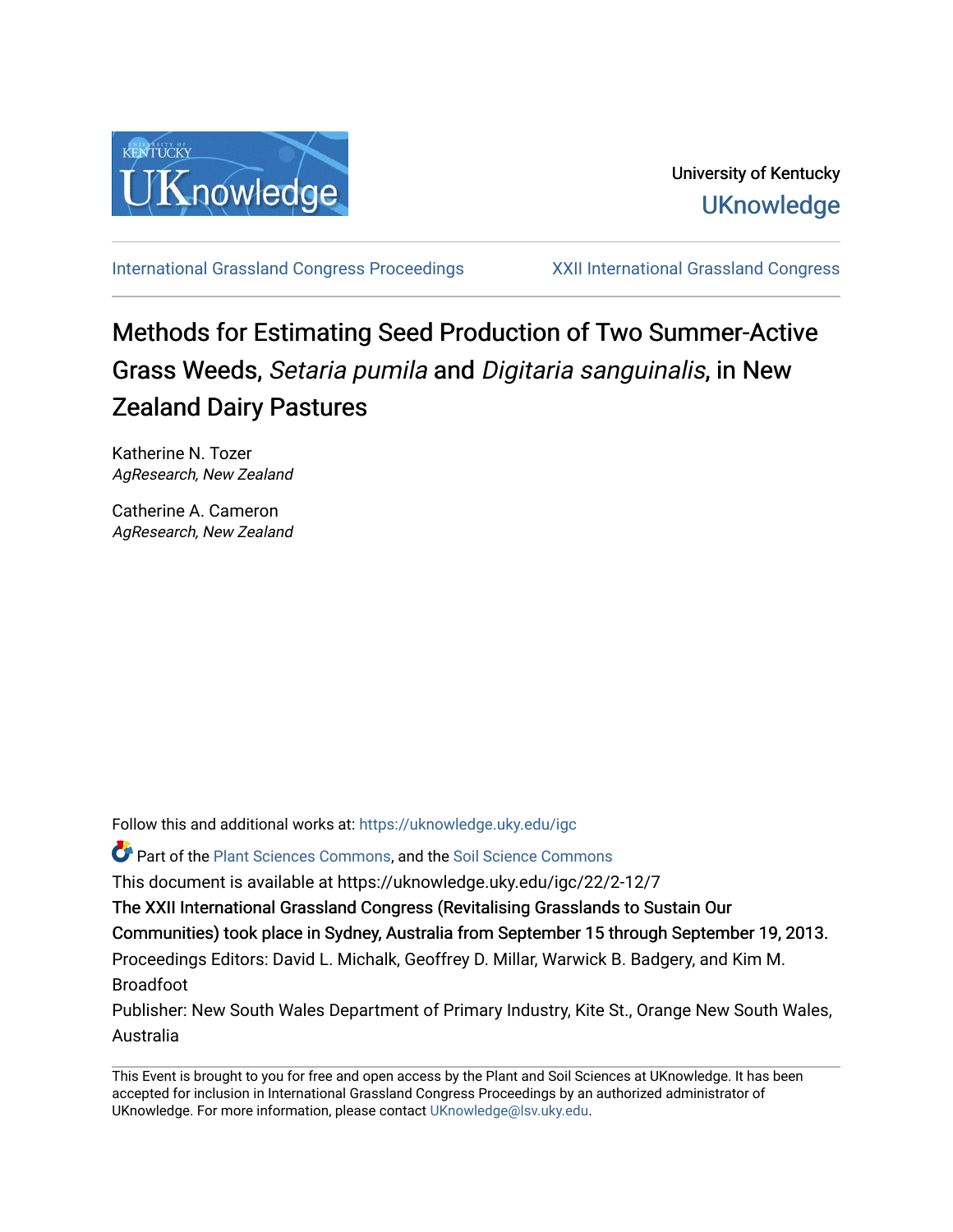University of Kentucky

UKnowledge

International Grassland Congress Proceedings | XXII International Grassland Congress

# Methods for Estimating Seed Production of Two Summer-Active Grass Weeds, *Setaria pumila* and *Digitaria sanguinalis*, in New Zealand Dairy Pastures

Katherine N. Tozer
*AgResearch, New Zealand*

Catherine A. Cameron
*AgResearch, New Zealand*

Follow this and additional works at: https://uknowledge.uky.edu/igc

Part of the Plant Sciences Commons, and the Soil Science Commons

This document is available at https://uknowledge.uky.edu/igc/22/2-12/7

The XXII International Grassland Congress (Revitalising Grasslands to Sustain Our Communities) took place in Sydney, Australia from September 15 through September 19, 2013.

Proceedings Editors: David L. Michalk, Geoffrey D. Millar, Warwick B. Badgery, and Kim M. Broadfoot

Publisher: New South Wales Department of Primary Industry, Kite St., Orange New South Wales, Australia

This Event is brought to you for free and open access by the Plant and Soil Sciences at UKnowledge. It has been accepted for inclusion in International Grassland Congress Proceedings by an authorized administrator of UKnowledge. For more information, please contact UKnowledge@lsv.uky.edu.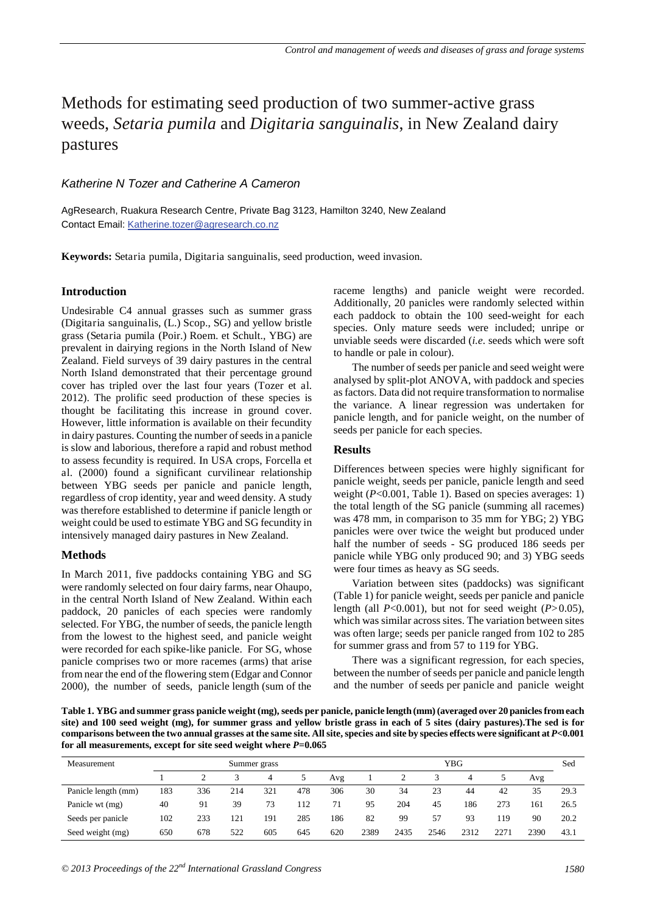# Methods for estimating seed production of two summer-active grass weeds, *Setaria pumila* and *Digitaria sanguinalis*, in New Zealand dairy pastures

*Katherine N Tozer and Catherine A Cameron*

AgResearch, Ruakura Research Centre, Private Bag 3123, Hamilton 3240, New Zealand
Contact Email: Katherine.tozer@agresearch.co.nz

**Keywords:** Setaria pumila, Digitaria sanguinalis, seed production, weed invasion.

## Introduction

Undesirable C4 annual grasses such as summer grass (Digitaria sanguinalis, (L.) Scop., SG) and yellow bristle grass (Setaria pumila (Poir.) Roem. et Schult., YBG) are prevalent in dairying regions in the North Island of New Zealand. Field surveys of 39 dairy pastures in the central North Island demonstrated that their percentage ground cover has tripled over the last four years (Tozer et al. 2012). The prolific seed production of these species is thought be facilitating this increase in ground cover. However, little information is available on their fecundity in dairy pastures. Counting the number of seeds in a panicle is slow and laborious, therefore a rapid and robust method to assess fecundity is required. In USA crops, Forcella et al. (2000) found a significant curvilinear relationship between YBG seeds per panicle and panicle length, regardless of crop identity, year and weed density. A study was therefore established to determine if panicle length or weight could be used to estimate YBG and SG fecundity in intensively managed dairy pastures in New Zealand.

## Methods

In March 2011, five paddocks containing YBG and SG were randomly selected on four dairy farms, near Ohaupo, in the central North Island of New Zealand. Within each paddock, 20 panicles of each species were randomly selected. For YBG, the number of seeds, the panicle length from the lowest to the highest seed, and panicle weight were recorded for each spike-like panicle. For SG, whose panicle comprises two or more racemes (arms) that arise from near the end of the flowering stem (Edgar and Connor 2000), the number of seeds, panicle length (sum of the raceme lengths) and panicle weight were recorded. Additionally, 20 panicles were randomly selected within each paddock to obtain the 100 seed-weight for each species. Only mature seeds were included; unripe or unviable seeds were discarded (*i.e.* seeds which were soft to handle or pale in colour).

The number of seeds per panicle and seed weight were analysed by split-plot ANOVA, with paddock and species as factors. Data did not require transformation to normalise the variance. A linear regression was undertaken for panicle length, and for panicle weight, on the number of seeds per panicle for each species.

## Results

Differences between species were highly significant for panicle weight, seeds per panicle, panicle length and seed weight ($P$<0.001, Table 1). Based on species averages: 1) the total length of the SG panicle (summing all racemes) was 478 mm, in comparison to 35 mm for YBG; 2) YBG panicles were over twice the weight but produced under half the number of seeds - SG produced 186 seeds per panicle while YBG only produced 90; and 3) YBG seeds were four times as heavy as SG seeds.

Variation between sites (paddocks) was significant (Table 1) for panicle weight, seeds per panicle and panicle length (all $P$<0.001), but not for seed weight ($P$>0.05), which was similar across sites. The variation between sites was often large; seeds per panicle ranged from 102 to 285 for summer grass and from 57 to 119 for YBG.

There was a significant regression, for each species, between the number of seeds per panicle and panicle length and the number of seeds per panicle and panicle weight

**Table 1. YBG and summer grass panicle weight (mg), seeds per panicle, panicle length (mm) (averaged over 20 panicles from each site) and 100 seed weight (mg), for summer grass and yellow bristle grass in each of 5 sites (dairy pastures).The sed is for comparisons between the two annual grasses at the same site. All site, species and site by species effects were significant at $P$<0.001 for all measurements, except for site seed weight where $P$=0.065**

| Measurement | Summer grass | | | | | | YBG | | | | | | Sed |
|---|---|---|---|---|---|---|---|---|---|---|---|---|---|
| | 1 | 2 | 3 | 4 | 5 | Avg | 1 | 2 | 3 | 4 | 5 | Avg | |
| Panicle length (mm) | 183 | 336 | 214 | 321 | 478 | 306 | 30 | 34 | 23 | 44 | 42 | 35 | 29.3 |
| Panicle wt (mg) | 40 | 91 | 39 | 73 | 112 | 71 | 95 | 204 | 45 | 186 | 273 | 161 | 26.5 |
| Seeds per panicle | 102 | 233 | 121 | 191 | 285 | 186 | 82 | 99 | 57 | 93 | 119 | 90 | 20.2 |
| Seed weight (mg) | 650 | 678 | 522 | 605 | 645 | 620 | 2389 | 2435 | 2546 | 2312 | 2271 | 2390 | 43.1 |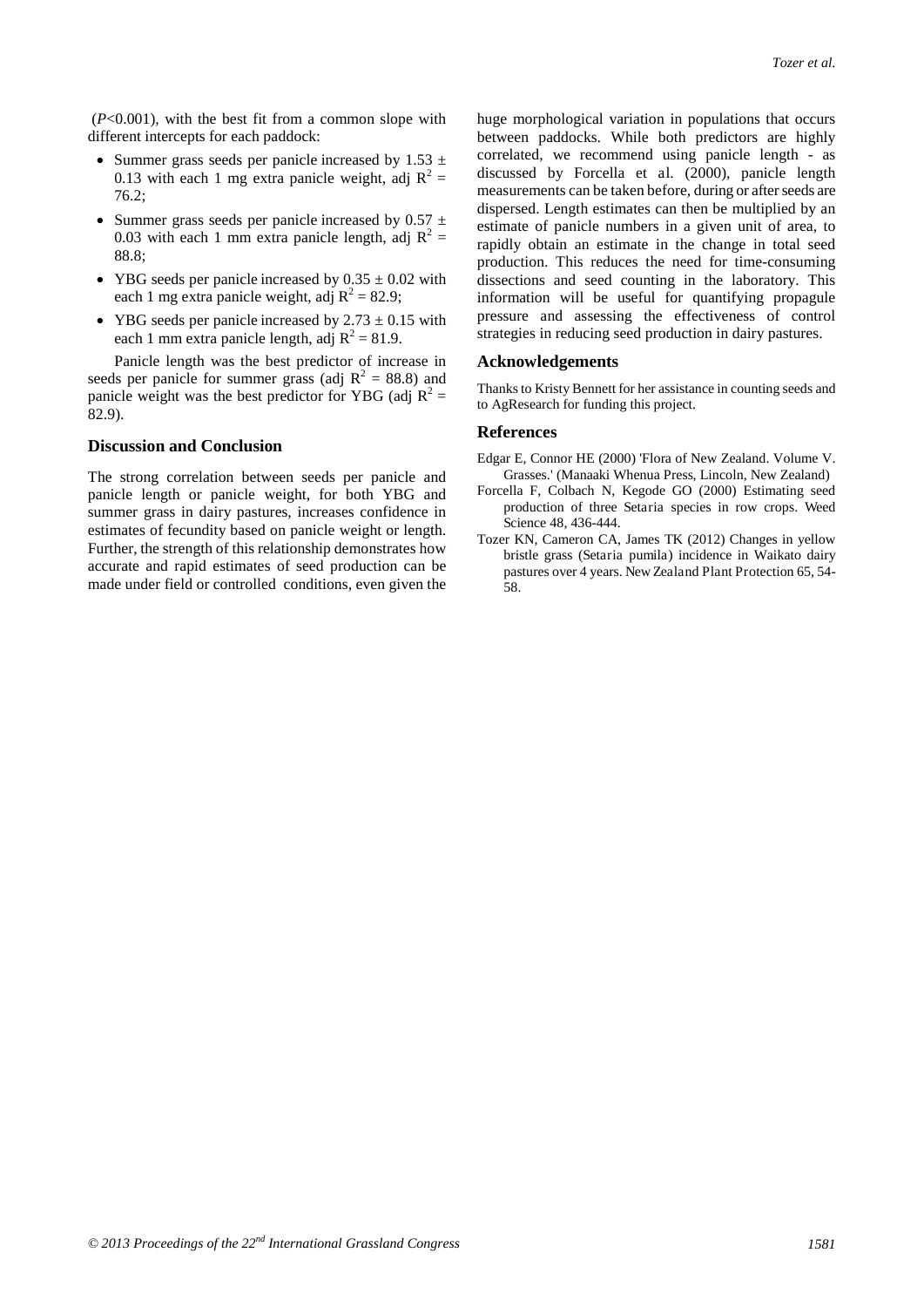(*P*<0.001), with the best fit from a common slope with different intercepts for each paddock:

- Summer grass seeds per panicle increased by 1.53 ± 0.13 with each 1 mg extra panicle weight, adj $R^2$ = 76.2;
- Summer grass seeds per panicle increased by 0.57 ± 0.03 with each 1 mm extra panicle length, adj $R^2$ = 88.8;
- YBG seeds per panicle increased by 0.35 ± 0.02 with each 1 mg extra panicle weight, adj $R^2$ = 82.9;
- YBG seeds per panicle increased by 2.73 ± 0.15 with each 1 mm extra panicle length, adj $R^2$ = 81.9.

Panicle length was the best predictor of increase in seeds per panicle for summer grass (adj $R^2$ = 88.8) and panicle weight was the best predictor for YBG (adj $R^2$ = 82.9).

### Discussion and Conclusion

The strong correlation between seeds per panicle and panicle length or panicle weight, for both YBG and summer grass in dairy pastures, increases confidence in estimates of fecundity based on panicle weight or length. Further, the strength of this relationship demonstrates how accurate and rapid estimates of seed production can be made under field or controlled conditions, even given the huge morphological variation in populations that occurs between paddocks. While both predictors are highly correlated, we recommend using panicle length - as discussed by Forcella et al. (2000), panicle length measurements can be taken before, during or after seeds are dispersed. Length estimates can then be multiplied by an estimate of panicle numbers in a given unit of area, to rapidly obtain an estimate in the change in total seed production. This reduces the need for time-consuming dissections and seed counting in the laboratory. This information will be useful for quantifying propagule pressure and assessing the effectiveness of control strategies in reducing seed production in dairy pastures.

### Acknowledgements

Thanks to Kristy Bennett for her assistance in counting seeds and to AgResearch for funding this project.

### References

Edgar E, Connor HE (2000) 'Flora of New Zealand. Volume V. Grasses.' (Manaaki Whenua Press, Lincoln, New Zealand)

Forcella F, Colbach N, Kegode GO (2000) Estimating seed production of three Setaria species in row crops. Weed Science 48, 436-444.

Tozer KN, Cameron CA, James TK (2012) Changes in yellow bristle grass (Setaria pumila) incidence in Waikato dairy pastures over 4 years. New Zealand Plant Protection 65, 54-58.